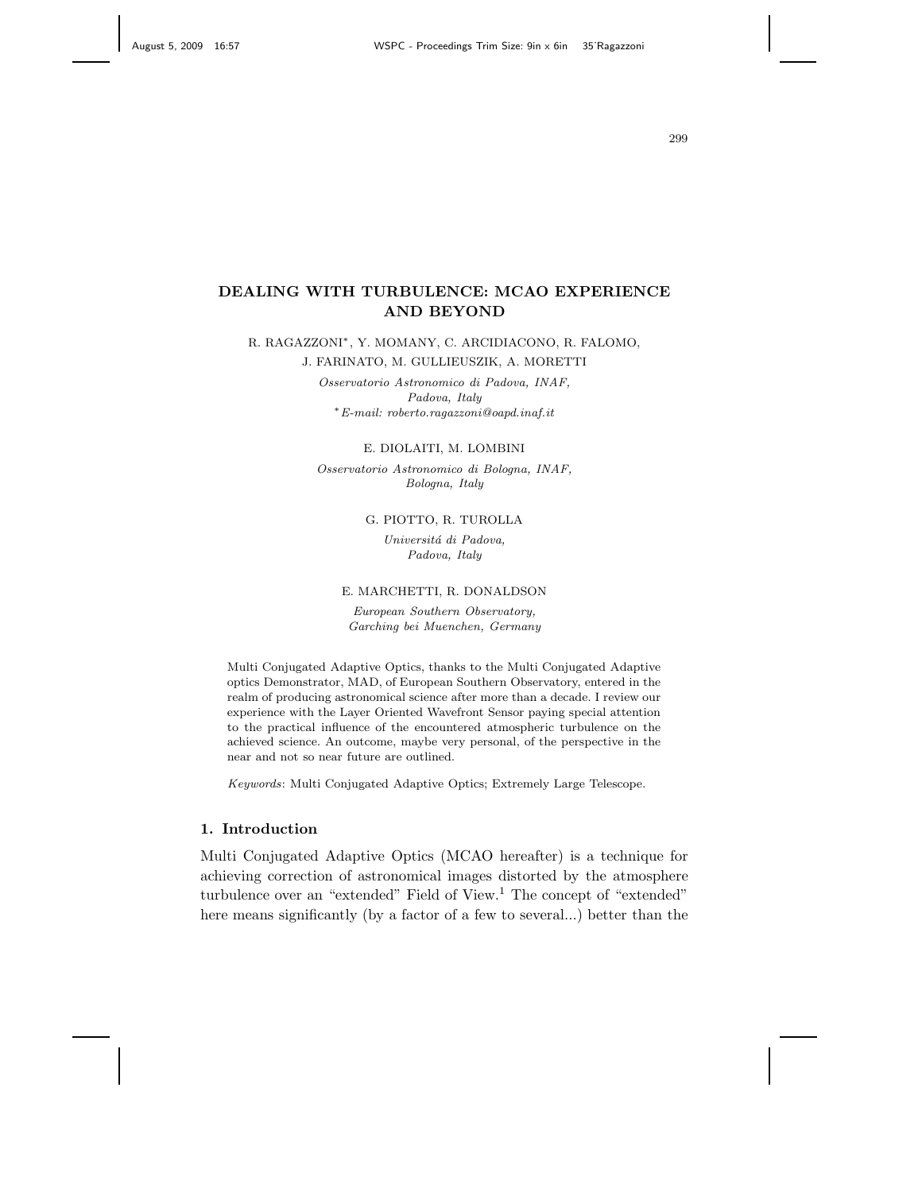# DEALING WITH TURBULENCE: MCAO EXPERIENCE AND BEYOND

R. RAGAZZONI*, Y. MOMANY, C. ARCIDIACONO, R. FALOMO, J. FARINATO, M. GULLIEUSZIK, A. MORETTI

*Osservatorio Astronomico di Padova, INAF,*
*Padova, Italy*
*\*E-mail: roberto.ragazzoni@oapd.inaf.it*

E. DIOLAITI, M. LOMBINI

*Osservatorio Astronomico di Bologna, INAF,*
*Bologna, Italy*

G. PIOTTO, R. TUROLLA

*Universitá di Padova,*
*Padova, Italy*

E. MARCHETTI, R. DONALDSON

*European Southern Observatory,*
*Garching bei Muenchen, Germany*

Multi Conjugated Adaptive Optics, thanks to the Multi Conjugated Adaptive optics Demonstrator, MAD, of European Southern Observatory, entered in the realm of producing astronomical science after more than a decade. I review our experience with the Layer Oriented Wavefront Sensor paying special attention to the practical influence of the encountered atmospheric turbulence on the achieved science. An outcome, maybe very personal, of the perspective in the near and not so near future are outlined.

*Keywords*: Multi Conjugated Adaptive Optics; Extremely Large Telescope.

## 1. Introduction

Multi Conjugated Adaptive Optics (MCAO hereafter) is a technique for achieving correction of astronomical images distorted by the atmosphere turbulence over an "extended" Field of View.[1] The concept of "extended" here means significantly (by a factor of a few to several...) better than the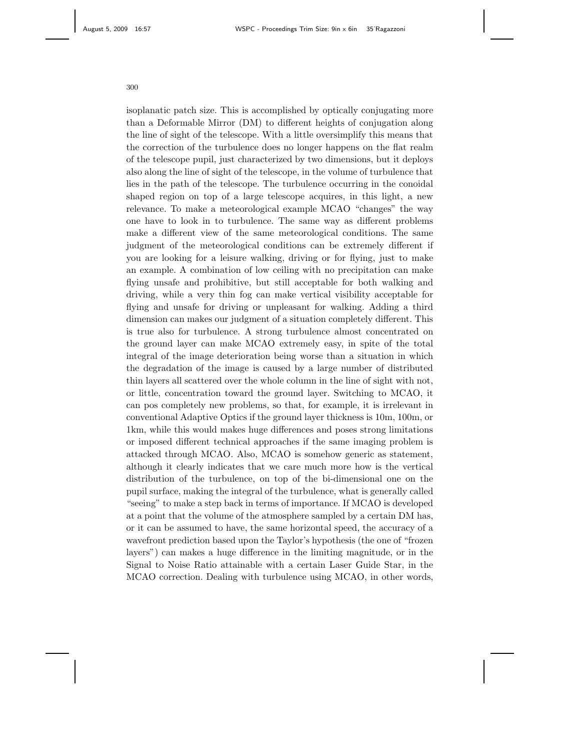isoplanatic patch size. This is accomplished by optically conjugating more than a Deformable Mirror (DM) to different heights of conjugation along the line of sight of the telescope. With a little oversimplify this means that the correction of the turbulence does no longer happens on the flat realm of the telescope pupil, just characterized by two dimensions, but it deploys also along the line of sight of the telescope, in the volume of turbulence that lies in the path of the telescope. The turbulence occurring in the conoidal shaped region on top of a large telescope acquires, in this light, a new relevance. To make a meteorological example MCAO "changes" the way one have to look in to turbulence. The same way as different problems make a different view of the same meteorological conditions. The same judgment of the meteorological conditions can be extremely different if you are looking for a leisure walking, driving or for flying, just to make an example. A combination of low ceiling with no precipitation can make flying unsafe and prohibitive, but still acceptable for both walking and driving, while a very thin fog can make vertical visibility acceptable for flying and unsafe for driving or unpleasant for walking. Adding a third dimension can makes our judgment of a situation completely different. This is true also for turbulence. A strong turbulence almost concentrated on the ground layer can make MCAO extremely easy, in spite of the total integral of the image deterioration being worse than a situation in which the degradation of the image is caused by a large number of distributed thin layers all scattered over the whole column in the line of sight with not, or little, concentration toward the ground layer. Switching to MCAO, it can pos completely new problems, so that, for example, it is irrelevant in conventional Adaptive Optics if the ground layer thickness is 10m, 100m, or 1km, while this would makes huge differences and poses strong limitations or imposed different technical approaches if the same imaging problem is attacked through MCAO. Also, MCAO is somehow generic as statement, although it clearly indicates that we care much more how is the vertical distribution of the turbulence, on top of the bi-dimensional one on the pupil surface, making the integral of the turbulence, what is generally called "seeing" to make a step back in terms of importance. If MCAO is developed at a point that the volume of the atmosphere sampled by a certain DM has, or it can be assumed to have, the same horizontal speed, the accuracy of a wavefront prediction based upon the Taylor's hypothesis (the one of "frozen layers") can makes a huge difference in the limiting magnitude, or in the Signal to Noise Ratio attainable with a certain Laser Guide Star, in the MCAO correction. Dealing with turbulence using MCAO, in other words,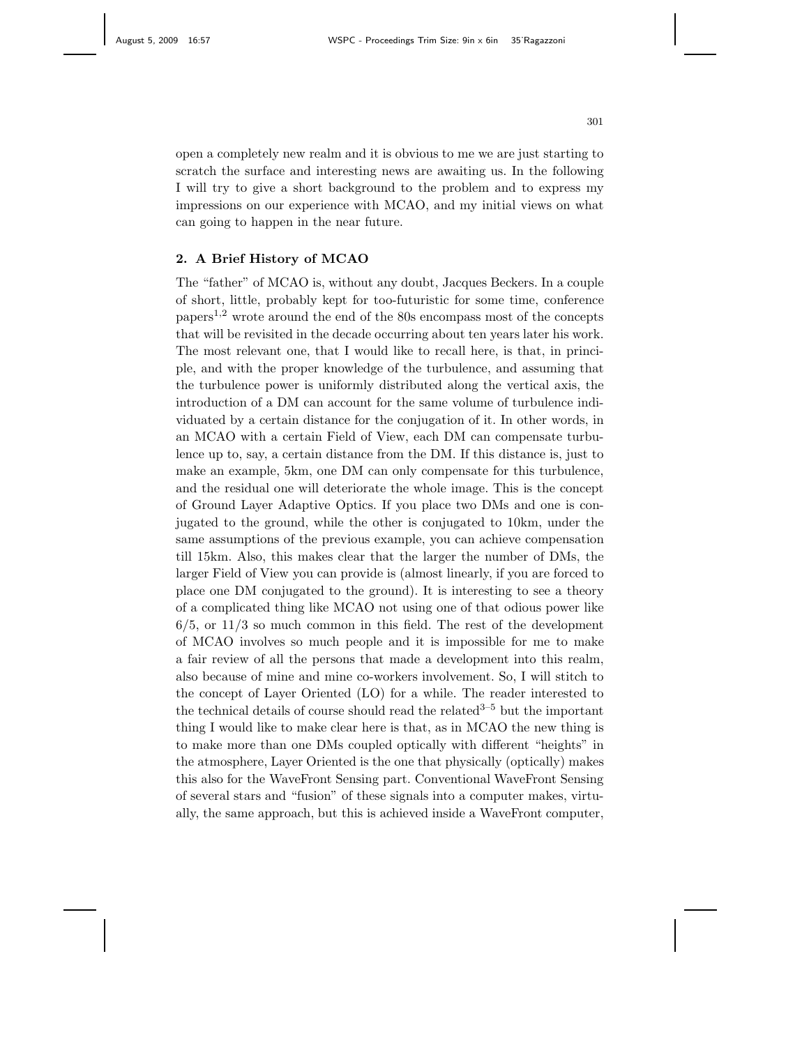open a completely new realm and it is obvious to me we are just starting to scratch the surface and interesting news are awaiting us. In the following I will try to give a short background to the problem and to express my impressions on our experience with MCAO, and my initial views on what can going to happen in the near future.

## 2. A Brief History of MCAO

The "father" of MCAO is, without any doubt, Jacques Beckers. In a couple of short, little, probably kept for too-futuristic for some time, conference papers[1,2] wrote around the end of the 80s encompass most of the concepts that will be revisited in the decade occurring about ten years later his work. The most relevant one, that I would like to recall here, is that, in principle, and with the proper knowledge of the turbulence, and assuming that the turbulence power is uniformly distributed along the vertical axis, the introduction of a DM can account for the same volume of turbulence individuated by a certain distance for the conjugation of it. In other words, in an MCAO with a certain Field of View, each DM can compensate turbulence up to, say, a certain distance from the DM. If this distance is, just to make an example, 5km, one DM can only compensate for this turbulence, and the residual one will deteriorate the whole image. This is the concept of Ground Layer Adaptive Optics. If you place two DMs and one is conjugated to the ground, while the other is conjugated to 10km, under the same assumptions of the previous example, you can achieve compensation till 15km. Also, this makes clear that the larger the number of DMs, the larger Field of View you can provide is (almost linearly, if you are forced to place one DM conjugated to the ground). It is interesting to see a theory of a complicated thing like MCAO not using one of that odious power like $6/5$, or $11/3$ so much common in this field. The rest of the development of MCAO involves so much people and it is impossible for me to make a fair review of all the persons that made a development into this realm, also because of mine and mine co-workers involvement. So, I will stitch to the concept of Layer Oriented (LO) for a while. The reader interested to the technical details of course should read the related[3–5] but the important thing I would like to make clear here is that, as in MCAO the new thing is to make more than one DMs coupled optically with different "heights" in the atmosphere, Layer Oriented is the one that physically (optically) makes this also for the WaveFront Sensing part. Conventional WaveFront Sensing of several stars and "fusion" of these signals into a computer makes, virtually, the same approach, but this is achieved inside a WaveFront computer,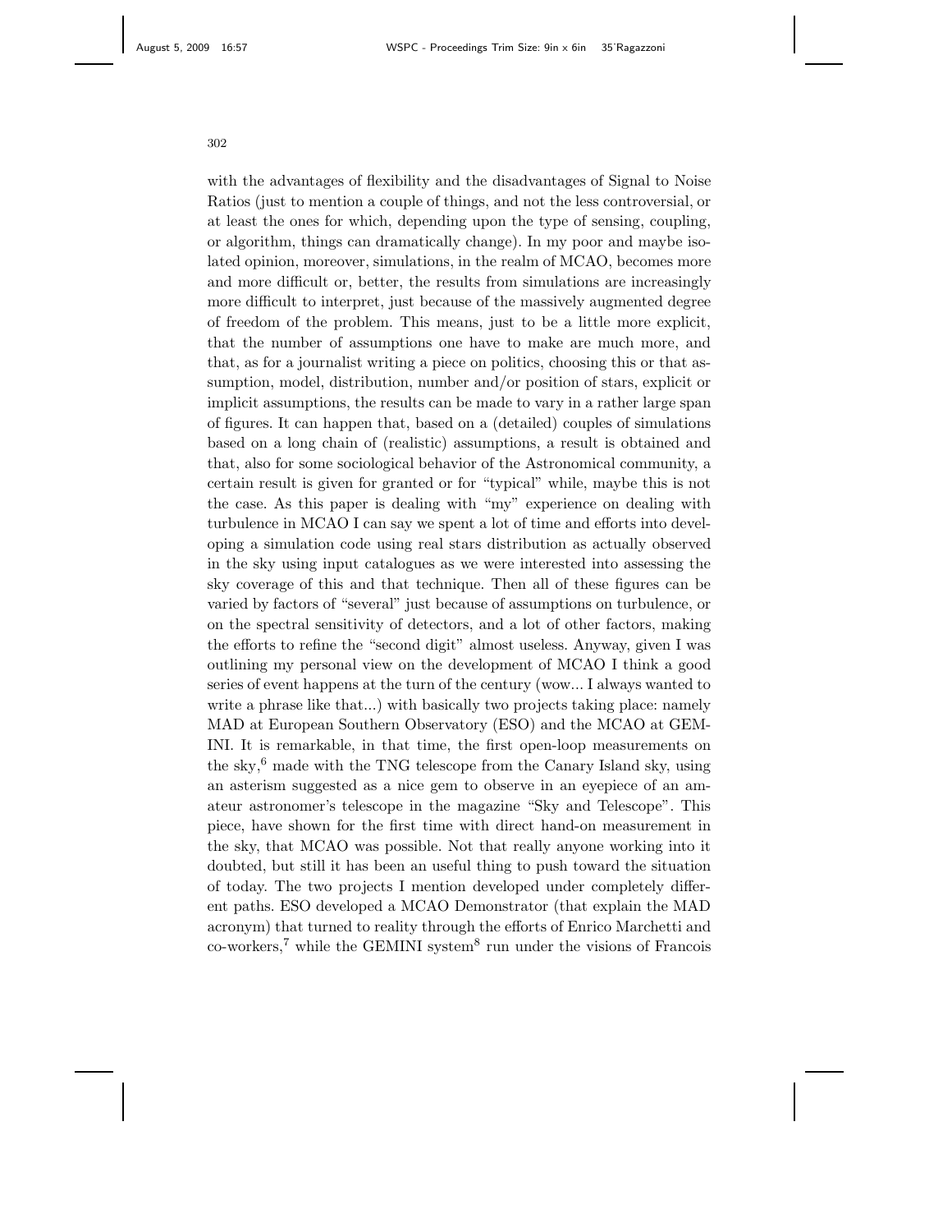with the advantages of flexibility and the disadvantages of Signal to Noise Ratios (just to mention a couple of things, and not the less controversial, or at least the ones for which, depending upon the type of sensing, coupling, or algorithm, things can dramatically change). In my poor and maybe isolated opinion, moreover, simulations, in the realm of MCAO, becomes more and more difficult or, better, the results from simulations are increasingly more difficult to interpret, just because of the massively augmented degree of freedom of the problem. This means, just to be a little more explicit, that the number of assumptions one have to make are much more, and that, as for a journalist writing a piece on politics, choosing this or that assumption, model, distribution, number and/or position of stars, explicit or implicit assumptions, the results can be made to vary in a rather large span of figures. It can happen that, based on a (detailed) couples of simulations based on a long chain of (realistic) assumptions, a result is obtained and that, also for some sociological behavior of the Astronomical community, a certain result is given for granted or for "typical" while, maybe this is not the case. As this paper is dealing with "my" experience on dealing with turbulence in MCAO I can say we spent a lot of time and efforts into developing a simulation code using real stars distribution as actually observed in the sky using input catalogues as we were interested into assessing the sky coverage of this and that technique. Then all of these figures can be varied by factors of "several" just because of assumptions on turbulence, or on the spectral sensitivity of detectors, and a lot of other factors, making the efforts to refine the "second digit" almost useless. Anyway, given I was outlining my personal view on the development of MCAO I think a good series of event happens at the turn of the century (wow... I always wanted to write a phrase like that...) with basically two projects taking place: namely MAD at European Southern Observatory (ESO) and the MCAO at GEMINI. It is remarkable, in that time, the first open-loop measurements on the sky,[6] made with the TNG telescope from the Canary Island sky, using an asterism suggested as a nice gem to observe in an eyepiece of an amateur astronomer's telescope in the magazine "Sky and Telescope". This piece, have shown for the first time with direct hand-on measurement in the sky, that MCAO was possible. Not that really anyone working into it doubted, but still it has been an useful thing to push toward the situation of today. The two projects I mention developed under completely different paths. ESO developed a MCAO Demonstrator (that explain the MAD acronym) that turned to reality through the efforts of Enrico Marchetti and co-workers,[7] while the GEMINI system[8] run under the visions of Francois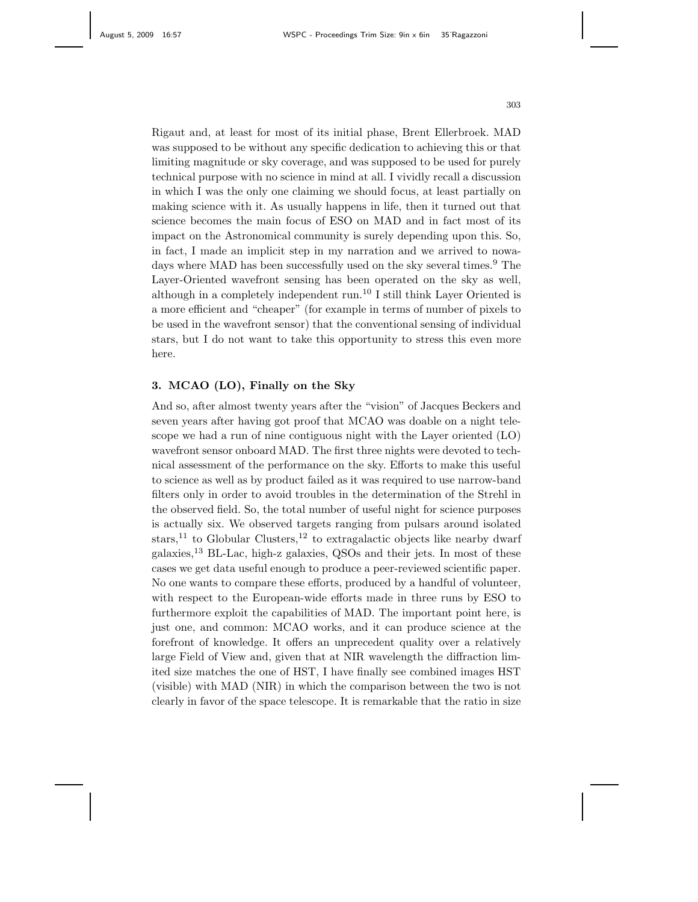Rigaut and, at least for most of its initial phase, Brent Ellerbroek. MAD was supposed to be without any specific dedication to achieving this or that limiting magnitude or sky coverage, and was supposed to be used for purely technical purpose with no science in mind at all. I vividly recall a discussion in which I was the only one claiming we should focus, at least partially on making science with it. As usually happens in life, then it turned out that science becomes the main focus of ESO on MAD and in fact most of its impact on the Astronomical community is surely depending upon this. So, in fact, I made an implicit step in my narration and we arrived to nowadays where MAD has been successfully used on the sky several times.[9] The Layer-Oriented wavefront sensing has been operated on the sky as well, although in a completely independent run.[10] I still think Layer Oriented is a more efficient and "cheaper" (for example in terms of number of pixels to be used in the wavefront sensor) that the conventional sensing of individual stars, but I do not want to take this opportunity to stress this even more here.

## 3. MCAO (LO), Finally on the Sky

And so, after almost twenty years after the "vision" of Jacques Beckers and seven years after having got proof that MCAO was doable on a night telescope we had a run of nine contiguous night with the Layer oriented (LO) wavefront sensor onboard MAD. The first three nights were devoted to technical assessment of the performance on the sky. Efforts to make this useful to science as well as by product failed as it was required to use narrow-band filters only in order to avoid troubles in the determination of the Strehl in the observed field. So, the total number of useful night for science purposes is actually six. We observed targets ranging from pulsars around isolated stars,[11] to Globular Clusters,[12] to extragalactic objects like nearby dwarf galaxies,[13] BL-Lac, high-z galaxies, QSOs and their jets. In most of these cases we get data useful enough to produce a peer-reviewed scientific paper. No one wants to compare these efforts, produced by a handful of volunteer, with respect to the European-wide efforts made in three runs by ESO to furthermore exploit the capabilities of MAD. The important point here, is just one, and common: MCAO works, and it can produce science at the forefront of knowledge. It offers an unprecedent quality over a relatively large Field of View and, given that at NIR wavelength the diffraction limited size matches the one of HST, I have finally see combined images HST (visible) with MAD (NIR) in which the comparison between the two is not clearly in favor of the space telescope. It is remarkable that the ratio in size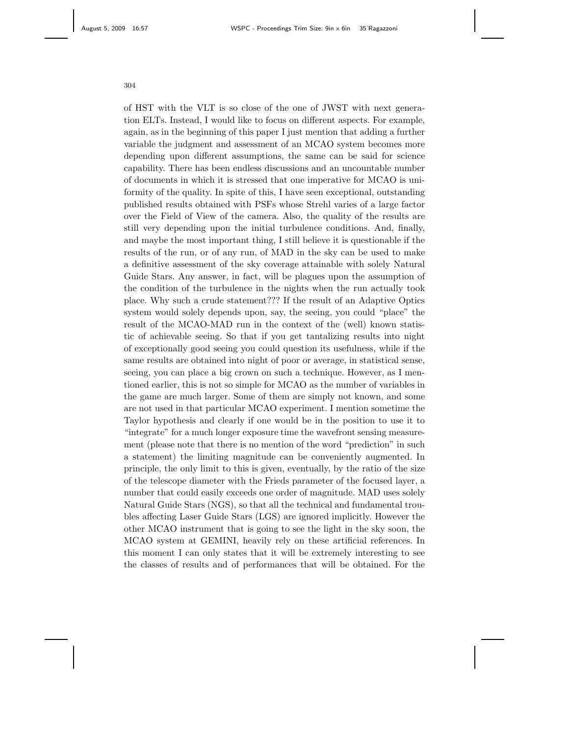of HST with the VLT is so close of the one of JWST with next generation ELTs. Instead, I would like to focus on different aspects. For example, again, as in the beginning of this paper I just mention that adding a further variable the judgment and assessment of an MCAO system becomes more depending upon different assumptions, the same can be said for science capability. There has been endless discussions and an uncountable number of documents in which it is stressed that one imperative for MCAO is uniformity of the quality. In spite of this, I have seen exceptional, outstanding published results obtained with PSFs whose Strehl varies of a large factor over the Field of View of the camera. Also, the quality of the results are still very depending upon the initial turbulence conditions. And, finally, and maybe the most important thing, I still believe it is questionable if the results of the run, or of any run, of MAD in the sky can be used to make a definitive assessment of the sky coverage attainable with solely Natural Guide Stars. Any answer, in fact, will be plagues upon the assumption of the condition of the turbulence in the nights when the run actually took place. Why such a crude statement??? If the result of an Adaptive Optics system would solely depends upon, say, the seeing, you could "place" the result of the MCAO-MAD run in the context of the (well) known statistic of achievable seeing. So that if you get tantalizing results into night of exceptionally good seeing you could question its usefulness, while if the same results are obtained into night of poor or average, in statistical sense, seeing, you can place a big crown on such a technique. However, as I mentioned earlier, this is not so simple for MCAO as the number of variables in the game are much larger. Some of them are simply not known, and some are not used in that particular MCAO experiment. I mention sometime the Taylor hypothesis and clearly if one would be in the position to use it to "integrate" for a much longer exposure time the wavefront sensing measurement (please note that there is no mention of the word "prediction" in such a statement) the limiting magnitude can be conveniently augmented. In principle, the only limit to this is given, eventually, by the ratio of the size of the telescope diameter with the Frieds parameter of the focused layer, a number that could easily exceeds one order of magnitude. MAD uses solely Natural Guide Stars (NGS), so that all the technical and fundamental troubles affecting Laser Guide Stars (LGS) are ignored implicitly. However the other MCAO instrument that is going to see the light in the sky soon, the MCAO system at GEMINI, heavily rely on these artificial references. In this moment I can only states that it will be extremely interesting to see the classes of results and of performances that will be obtained. For the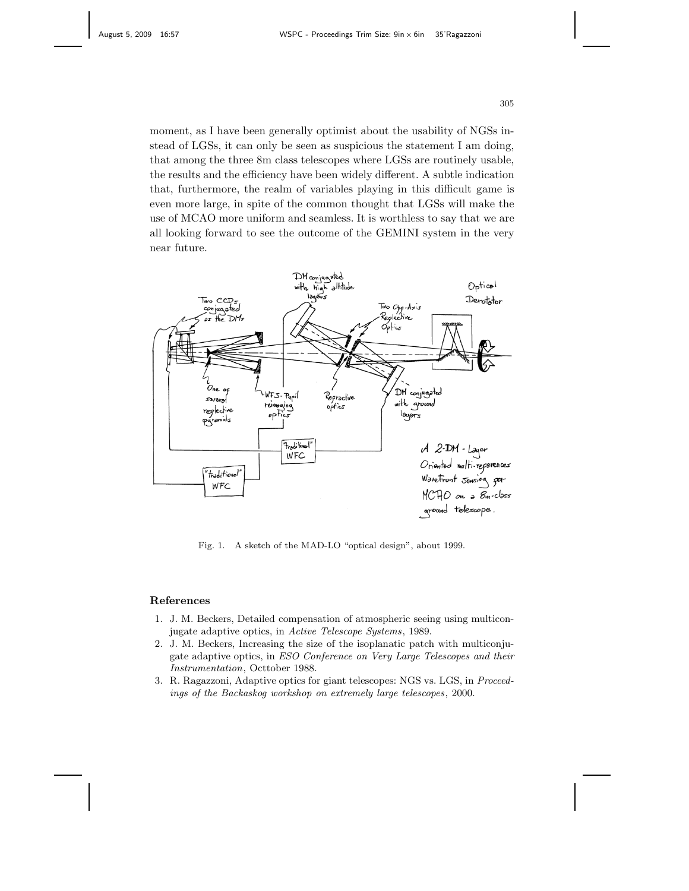moment, as I have been generally optimist about the usability of NGSs instead of LGSs, it can only be seen as suspicious the statement I am doing, that among the three 8m class telescopes where LGSs are routinely usable, the results and the efficiency have been widely different. A subtle indication that, furthermore, the realm of variables playing in this difficult game is even more large, in spite of the common thought that LGSs will make the use of MCAO more uniform and seamless. It is worthless to say that we are all looking forward to see the outcome of the GEMINI system in the very near future.

Fig. 1. A sketch of the MAD-LO "optical design", about 1999.

## References

1. J. M. Beckers, Detailed compensation of atmospheric seeing using multiconjugate adaptive optics, in *Active Telescope Systems*, 1989.
2. J. M. Beckers, Increasing the size of the isoplanatic patch with multiconjugate adaptive optics, in *ESO Conference on Very Large Telescopes and their Instrumentation*, Octtober 1988.
3. R. Ragazzoni, Adaptive optics for giant telescopes: NGS vs. LGS, in *Proceedings of the Backaskog workshop on extremely large telescopes*, 2000.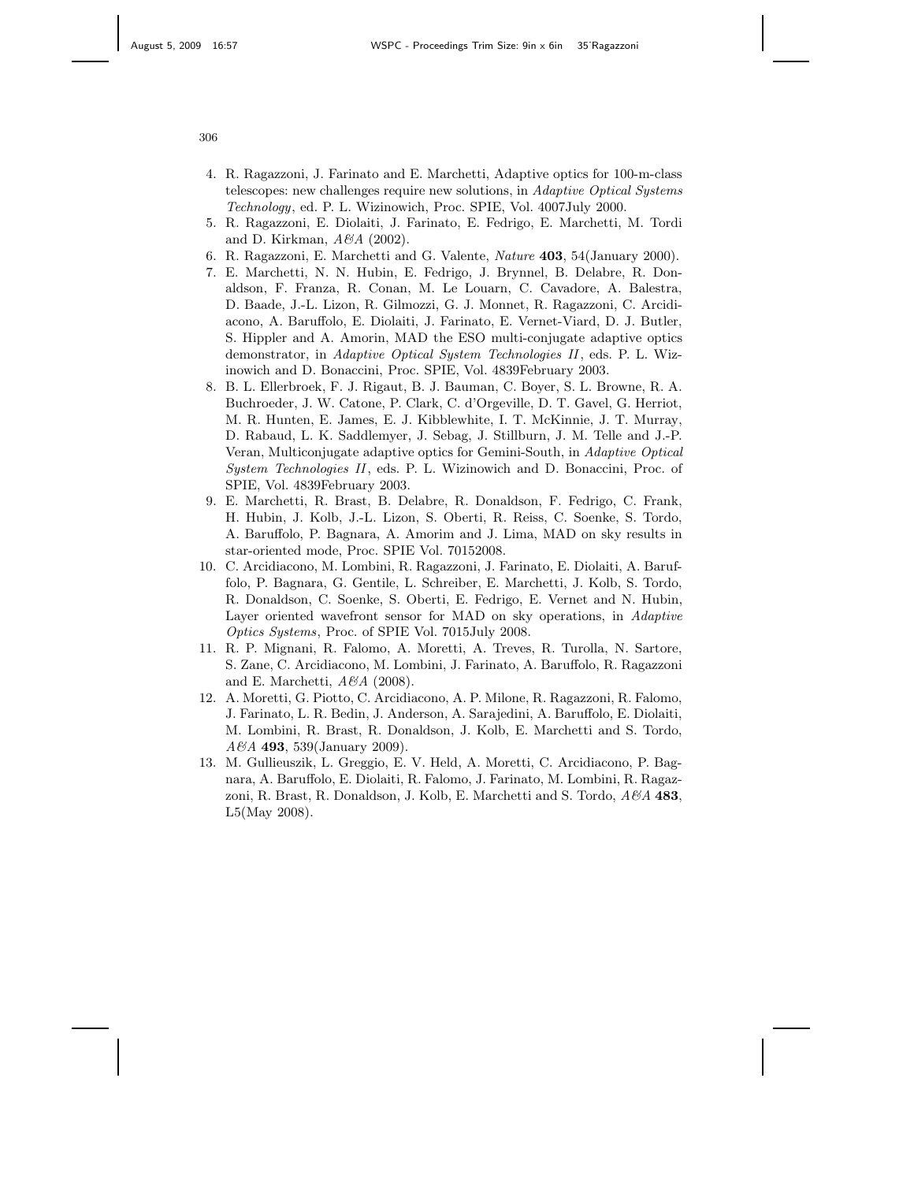4. R. Ragazzoni, J. Farinato and E. Marchetti, Adaptive optics for 100-m-class telescopes: new challenges require new solutions, in *Adaptive Optical Systems Technology*, ed. P. L. Wizinowich, Proc. SPIE, Vol. 4007July 2000.
5. R. Ragazzoni, E. Diolaiti, J. Farinato, E. Fedrigo, E. Marchetti, M. Tordi and D. Kirkman, *A&A* (2002).
6. R. Ragazzoni, E. Marchetti and G. Valente, *Nature* **403**, 54(January 2000).
7. E. Marchetti, N. N. Hubin, E. Fedrigo, J. Brynnel, B. Delabre, R. Donaldson, F. Franza, R. Conan, M. Le Louarn, C. Cavadore, A. Balestra, D. Baade, J.-L. Lizon, R. Gilmozzi, G. J. Monnet, R. Ragazzoni, C. Arcidiacono, A. Baruffolo, E. Diolaiti, J. Farinato, E. Vernet-Viard, D. J. Butler, S. Hippler and A. Amorin, MAD the ESO multi-conjugate adaptive optics demonstrator, in *Adaptive Optical System Technologies II*, eds. P. L. Wizinowich and D. Bonaccini, Proc. SPIE, Vol. 4839February 2003.
8. B. L. Ellerbroek, F. J. Rigaut, B. J. Bauman, C. Boyer, S. L. Browne, R. A. Buchroeder, J. W. Catone, P. Clark, C. d'Orgeville, D. T. Gavel, G. Herriot, M. R. Hunten, E. James, E. J. Kibblewhite, I. T. McKinnie, J. T. Murray, D. Rabaud, L. K. Saddlemyer, J. Sebag, J. Stillburn, J. M. Telle and J.-P. Veran, Multiconjugate adaptive optics for Gemini-South, in *Adaptive Optical System Technologies II*, eds. P. L. Wizinowich and D. Bonaccini, Proc. of SPIE, Vol. 4839February 2003.
9. E. Marchetti, R. Brast, B. Delabre, R. Donaldson, F. Fedrigo, C. Frank, H. Hubin, J. Kolb, J.-L. Lizon, S. Oberti, R. Reiss, C. Soenke, S. Tordo, A. Baruffolo, P. Bagnara, A. Amorim and J. Lima, MAD on sky results in star-oriented mode, Proc. SPIE Vol. 70152008.
10. C. Arcidiacono, M. Lombini, R. Ragazzoni, J. Farinato, E. Diolaiti, A. Baruffolo, P. Bagnara, G. Gentile, L. Schreiber, E. Marchetti, J. Kolb, S. Tordo, R. Donaldson, C. Soenke, S. Oberti, E. Fedrigo, E. Vernet and N. Hubin, Layer oriented wavefront sensor for MAD on sky operations, in *Adaptive Optics Systems*, Proc. of SPIE Vol. 7015July 2008.
11. R. P. Mignani, R. Falomo, A. Moretti, A. Treves, R. Turolla, N. Sartore, S. Zane, C. Arcidiacono, M. Lombini, J. Farinato, A. Baruffolo, R. Ragazzoni and E. Marchetti, *A&A* (2008).
12. A. Moretti, G. Piotto, C. Arcidiacono, A. P. Milone, R. Ragazzoni, R. Falomo, J. Farinato, L. R. Bedin, J. Anderson, A. Sarajedini, A. Baruffolo, E. Diolaiti, M. Lombini, R. Brast, R. Donaldson, J. Kolb, E. Marchetti and S. Tordo, *A&A* **493**, 539(January 2009).
13. M. Gullieuszik, L. Greggio, E. V. Held, A. Moretti, C. Arcidiacono, P. Bagnara, A. Baruffolo, E. Diolaiti, R. Falomo, J. Farinato, M. Lombini, R. Ragazzoni, R. Brast, R. Donaldson, J. Kolb, E. Marchetti and S. Tordo, *A&A* **483**, L5(May 2008).